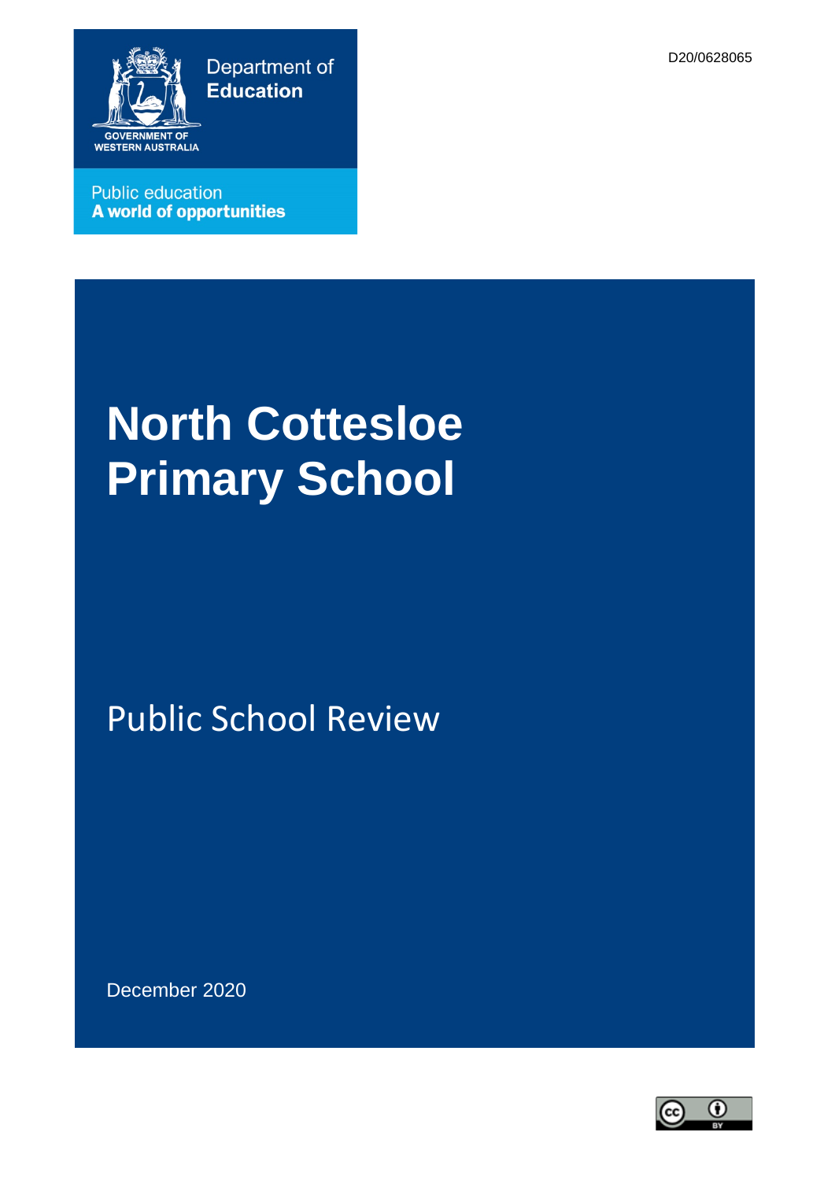D20/0628065

Department of **Education**

GOVERNMENT OF WESTERN AUSTRALIA

Public education
**A world of opportunities**

# North Cottesloe Primary School

## Public School Review

December 2020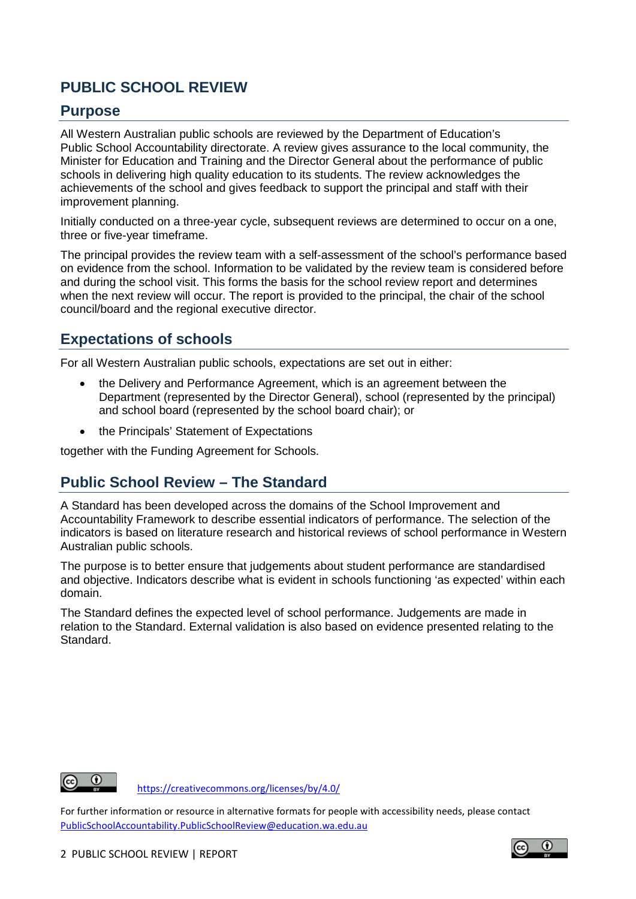# PUBLIC SCHOOL REVIEW

## Purpose

All Western Australian public schools are reviewed by the Department of Education's Public School Accountability directorate. A review gives assurance to the local community, the Minister for Education and Training and the Director General about the performance of public schools in delivering high quality education to its students. The review acknowledges the achievements of the school and gives feedback to support the principal and staff with their improvement planning.

Initially conducted on a three-year cycle, subsequent reviews are determined to occur on a one, three or five-year timeframe.

The principal provides the review team with a self-assessment of the school's performance based on evidence from the school. Information to be validated by the review team is considered before and during the school visit. This forms the basis for the school review report and determines when the next review will occur. The report is provided to the principal, the chair of the school council/board and the regional executive director.

## Expectations of schools

For all Western Australian public schools, expectations are set out in either:

- the Delivery and Performance Agreement, which is an agreement between the Department (represented by the Director General), school (represented by the principal) and school board (represented by the school board chair); or
- the Principals' Statement of Expectations

together with the Funding Agreement for Schools.

## Public School Review – The Standard

A Standard has been developed across the domains of the School Improvement and Accountability Framework to describe essential indicators of performance. The selection of the indicators is based on literature research and historical reviews of school performance in Western Australian public schools.

The purpose is to better ensure that judgements about student performance are standardised and objective. Indicators describe what is evident in schools functioning 'as expected' within each domain.

The Standard defines the expected level of school performance. Judgements are made in relation to the Standard. External validation is also based on evidence presented relating to the Standard.

https://creativecommons.org/licenses/by/4.0/

For further information or resource in alternative formats for people with accessibility needs, please contact PublicSchoolAccountability.PublicSchoolReview@education.wa.edu.au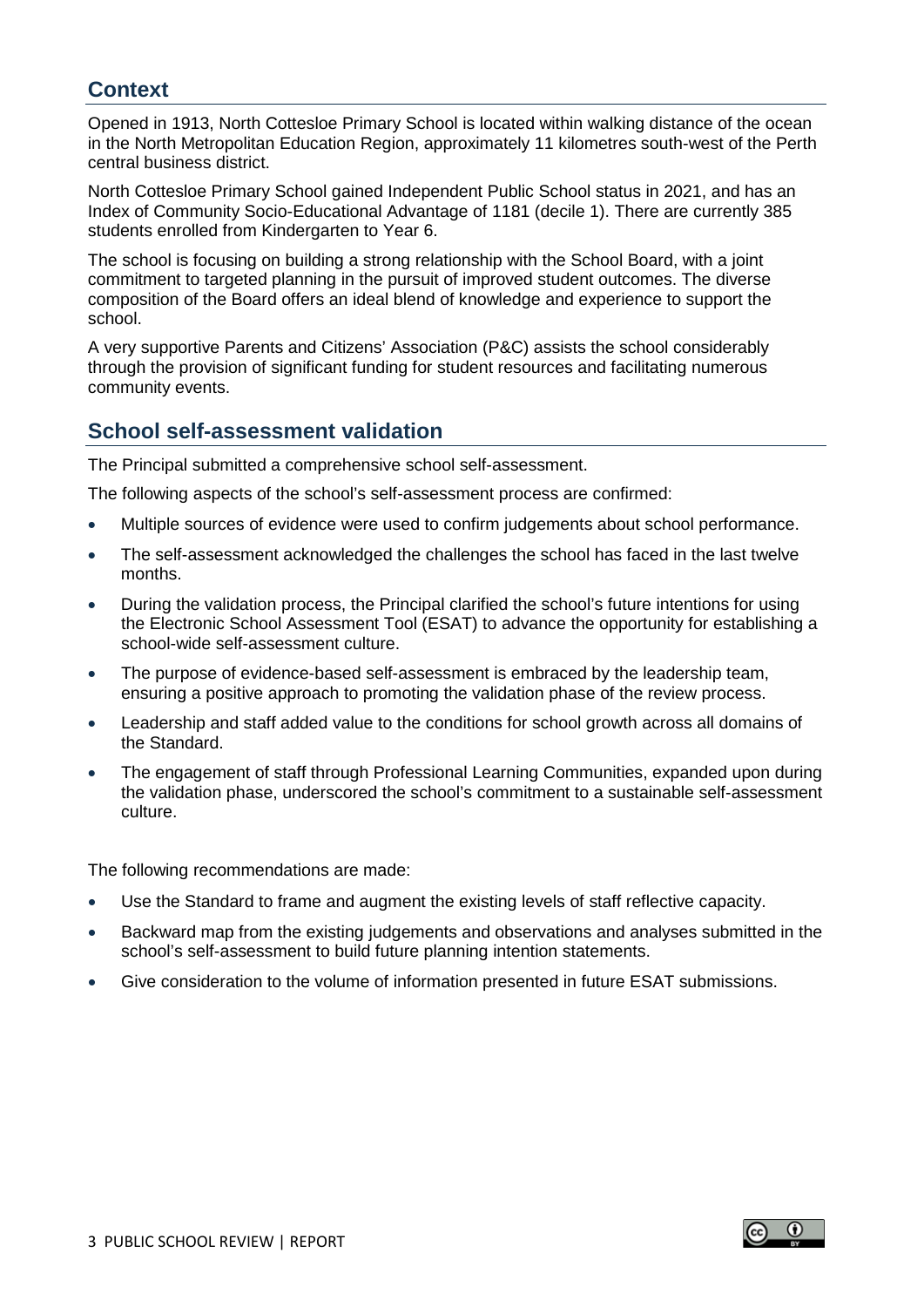## Context

Opened in 1913, North Cottesloe Primary School is located within walking distance of the ocean in the North Metropolitan Education Region, approximately 11 kilometres south-west of the Perth central business district.

North Cottesloe Primary School gained Independent Public School status in 2021, and has an Index of Community Socio-Educational Advantage of 1181 (decile 1). There are currently 385 students enrolled from Kindergarten to Year 6.

The school is focusing on building a strong relationship with the School Board, with a joint commitment to targeted planning in the pursuit of improved student outcomes. The diverse composition of the Board offers an ideal blend of knowledge and experience to support the school.

A very supportive Parents and Citizens' Association (P&C) assists the school considerably through the provision of significant funding for student resources and facilitating numerous community events.

## School self-assessment validation

The Principal submitted a comprehensive school self-assessment.

The following aspects of the school's self-assessment process are confirmed:

- Multiple sources of evidence were used to confirm judgements about school performance.
- The self-assessment acknowledged the challenges the school has faced in the last twelve months.
- During the validation process, the Principal clarified the school's future intentions for using the Electronic School Assessment Tool (ESAT) to advance the opportunity for establishing a school-wide self-assessment culture.
- The purpose of evidence-based self-assessment is embraced by the leadership team, ensuring a positive approach to promoting the validation phase of the review process.
- Leadership and staff added value to the conditions for school growth across all domains of the Standard.
- The engagement of staff through Professional Learning Communities, expanded upon during the validation phase, underscored the school's commitment to a sustainable self-assessment culture.

The following recommendations are made:

- Use the Standard to frame and augment the existing levels of staff reflective capacity.
- Backward map from the existing judgements and observations and analyses submitted in the school's self-assessment to build future planning intention statements.
- Give consideration to the volume of information presented in future ESAT submissions.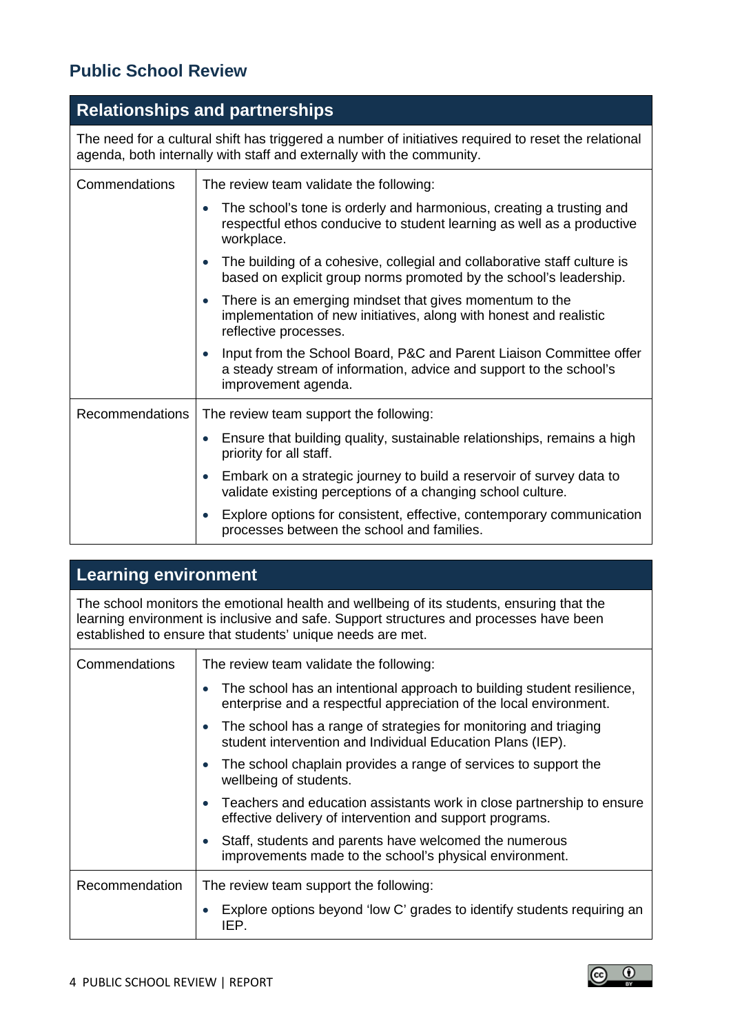## Public School Review

### Relationships and partnerships

The need for a cultural shift has triggered a number of initiatives required to reset the relational agenda, both internally with staff and externally with the community.

| | |
|---|---|
| Commendations | The review team validate the following:<br>• The school's tone is orderly and harmonious, creating a trusting and respectful ethos conducive to student learning as well as a productive workplace.<br>• The building of a cohesive, collegial and collaborative staff culture is based on explicit group norms promoted by the school's leadership.<br>• There is an emerging mindset that gives momentum to the implementation of new initiatives, along with honest and realistic reflective processes.<br>• Input from the School Board, P&C and Parent Liaison Committee offer a steady stream of information, advice and support to the school's improvement agenda. |
| Recommendations | The review team support the following:<br>• Ensure that building quality, sustainable relationships, remains a high priority for all staff.<br>• Embark on a strategic journey to build a reservoir of survey data to validate existing perceptions of a changing school culture.<br>• Explore options for consistent, effective, contemporary communication processes between the school and families. |

### Learning environment

The school monitors the emotional health and wellbeing of its students, ensuring that the learning environment is inclusive and safe. Support structures and processes have been established to ensure that students' unique needs are met.

| | |
|---|---|
| Commendations | The review team validate the following:<br>• The school has an intentional approach to building student resilience, enterprise and a respectful appreciation of the local environment.<br>• The school has a range of strategies for monitoring and triaging student intervention and Individual Education Plans (IEP).<br>• The school chaplain provides a range of services to support the wellbeing of students.<br>• Teachers and education assistants work in close partnership to ensure effective delivery of intervention and support programs.<br>• Staff, students and parents have welcomed the numerous improvements made to the school's physical environment. |
| Recommendation | The review team support the following:<br>• Explore options beyond 'low C' grades to identify students requiring an IEP. |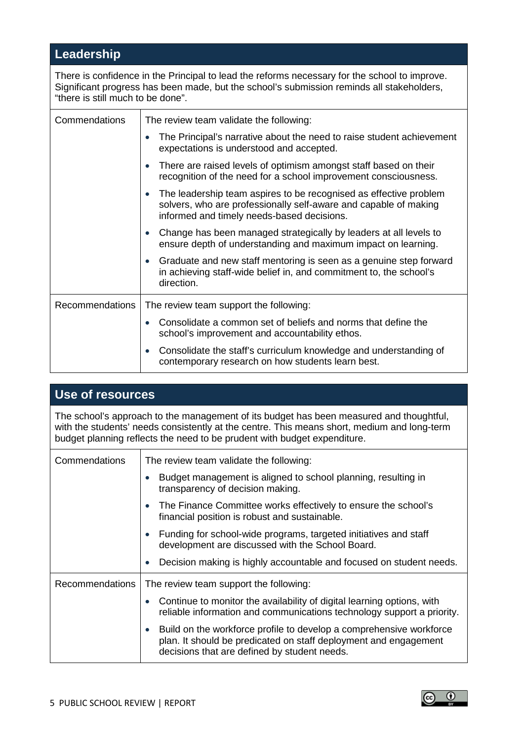## Leadership

There is confidence in the Principal to lead the reforms necessary for the school to improve. Significant progress has been made, but the school's submission reminds all stakeholders, "there is still much to be done".

| | |
|---|---|
| Commendations | The review team validate the following:<br>• The Principal's narrative about the need to raise student achievement expectations is understood and accepted.<br>• There are raised levels of optimism amongst staff based on their recognition of the need for a school improvement consciousness.<br>• The leadership team aspires to be recognised as effective problem solvers, who are professionally self-aware and capable of making informed and timely needs-based decisions.<br>• Change has been managed strategically by leaders at all levels to ensure depth of understanding and maximum impact on learning.<br>• Graduate and new staff mentoring is seen as a genuine step forward in achieving staff-wide belief in, and commitment to, the school's direction. |
| Recommendations | The review team support the following:<br>• Consolidate a common set of beliefs and norms that define the school's improvement and accountability ethos.<br>• Consolidate the staff's curriculum knowledge and understanding of contemporary research on how students learn best. |

## Use of resources

The school's approach to the management of its budget has been measured and thoughtful, with the students' needs consistently at the centre. This means short, medium and long-term budget planning reflects the need to be prudent with budget expenditure.

| | |
|---|---|
| Commendations | The review team validate the following:<br>• Budget management is aligned to school planning, resulting in transparency of decision making.<br>• The Finance Committee works effectively to ensure the school's financial position is robust and sustainable.<br>• Funding for school-wide programs, targeted initiatives and staff development are discussed with the School Board.<br>• Decision making is highly accountable and focused on student needs. |
| Recommendations | The review team support the following:<br>• Continue to monitor the availability of digital learning options, with reliable information and communications technology support a priority.<br>• Build on the workforce profile to develop a comprehensive workforce plan. It should be predicated on staff deployment and engagement decisions that are defined by student needs. |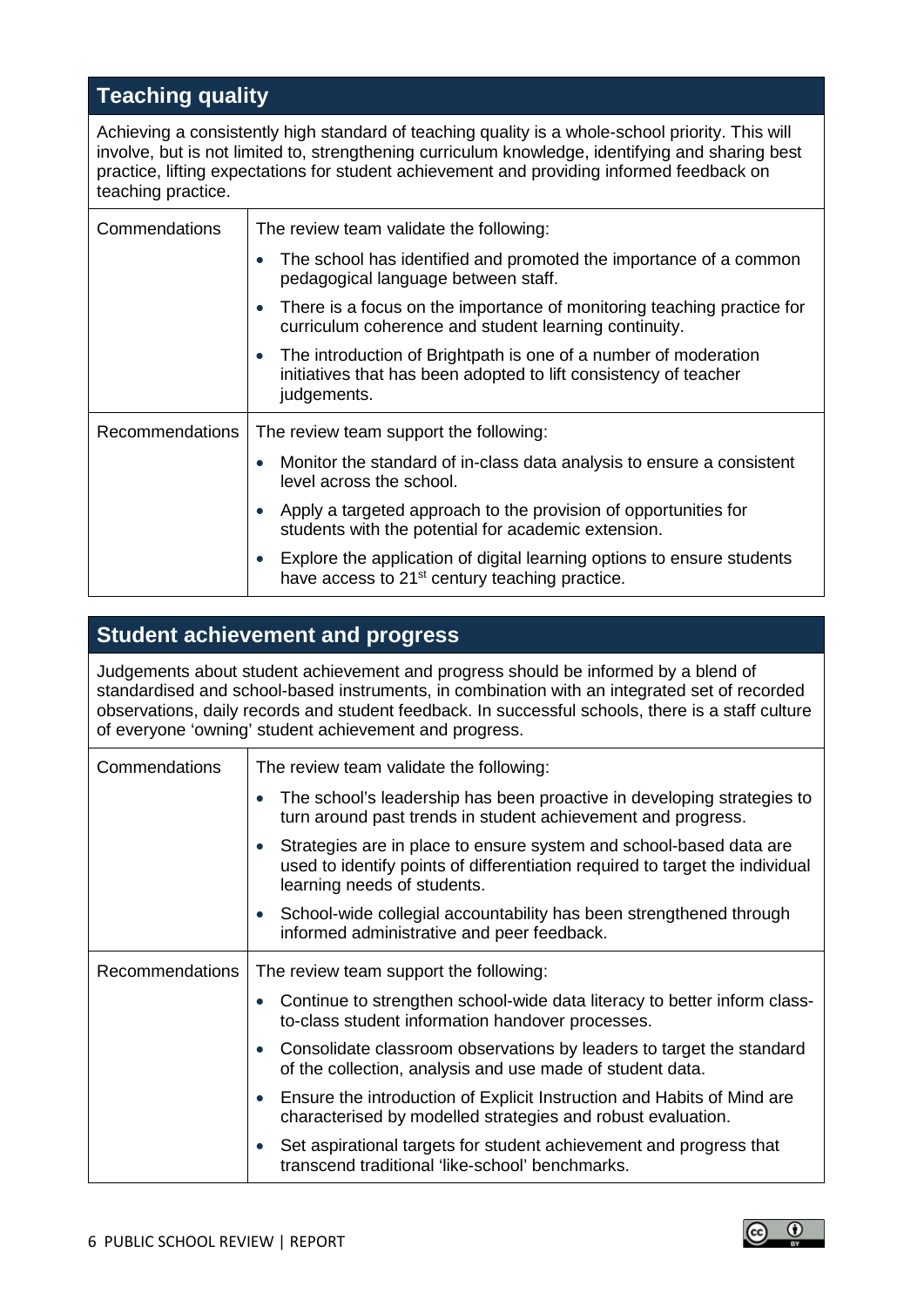## Teaching quality

Achieving a consistently high standard of teaching quality is a whole-school priority. This will involve, but is not limited to, strengthening curriculum knowledge, identifying and sharing best practice, lifting expectations for student achievement and providing informed feedback on teaching practice.

| | |
|---|---|
| Commendations | The review team validate the following:<br>• The school has identified and promoted the importance of a common pedagogical language between staff.<br>• There is a focus on the importance of monitoring teaching practice for curriculum coherence and student learning continuity.<br>• The introduction of Brightpath is one of a number of moderation initiatives that has been adopted to lift consistency of teacher judgements. |
| Recommendations | The review team support the following:<br>• Monitor the standard of in-class data analysis to ensure a consistent level across the school.<br>• Apply a targeted approach to the provision of opportunities for students with the potential for academic extension.<br>• Explore the application of digital learning options to ensure students have access to 21st century teaching practice. |

## Student achievement and progress

Judgements about student achievement and progress should be informed by a blend of standardised and school-based instruments, in combination with an integrated set of recorded observations, daily records and student feedback. In successful schools, there is a staff culture of everyone 'owning' student achievement and progress.

| | |
|---|---|
| Commendations | The review team validate the following:<br>• The school's leadership has been proactive in developing strategies to turn around past trends in student achievement and progress.<br>• Strategies are in place to ensure system and school-based data are used to identify points of differentiation required to target the individual learning needs of students.<br>• School-wide collegial accountability has been strengthened through informed administrative and peer feedback. |
| Recommendations | The review team support the following:<br>• Continue to strengthen school-wide data literacy to better inform class-to-class student information handover processes.<br>• Consolidate classroom observations by leaders to target the standard of the collection, analysis and use made of student data.<br>• Ensure the introduction of Explicit Instruction and Habits of Mind are characterised by modelled strategies and robust evaluation.<br>• Set aspirational targets for student achievement and progress that transcend traditional 'like-school' benchmarks. |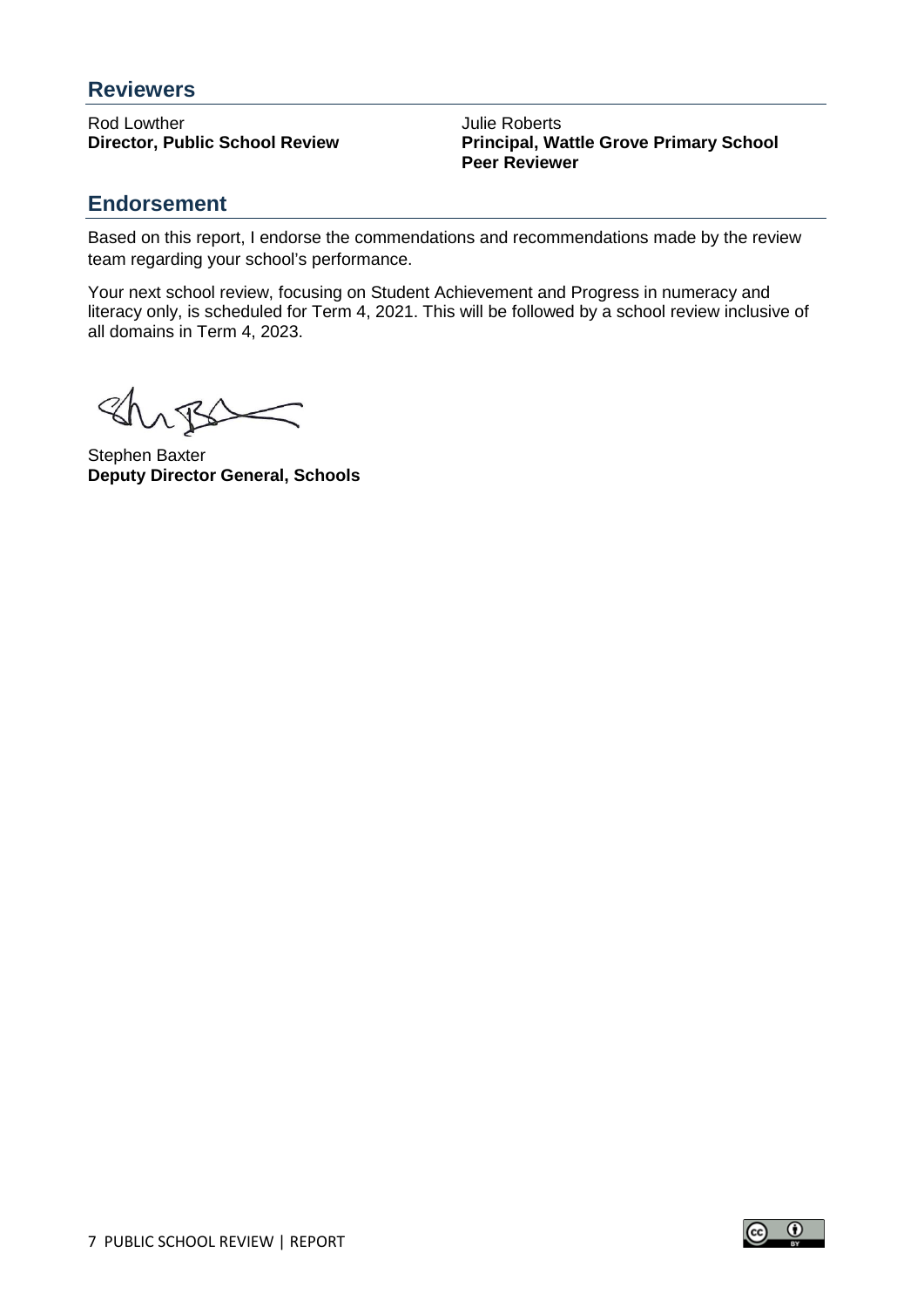## Reviewers

Rod Lowther
**Director, Public School Review**

Julie Roberts
**Principal, Wattle Grove Primary School**
**Peer Reviewer**

## Endorsement

Based on this report, I endorse the commendations and recommendations made by the review team regarding your school's performance.

Your next school review, focusing on Student Achievement and Progress in numeracy and literacy only, is scheduled for Term 4, 2021. This will be followed by a school review inclusive of all domains in Term 4, 2023.

Stephen Baxter
**Deputy Director General, Schools**